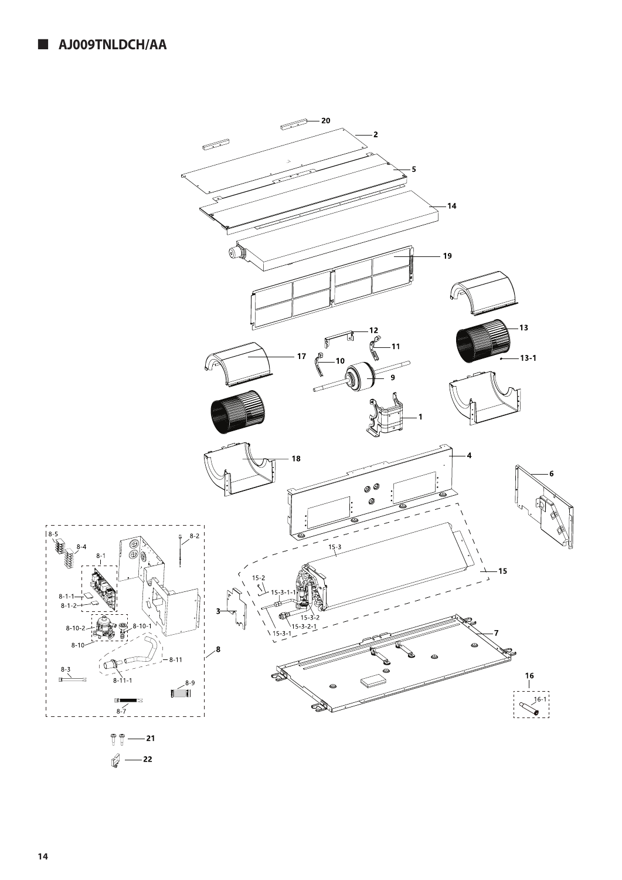## AJ009TNLDCH/AA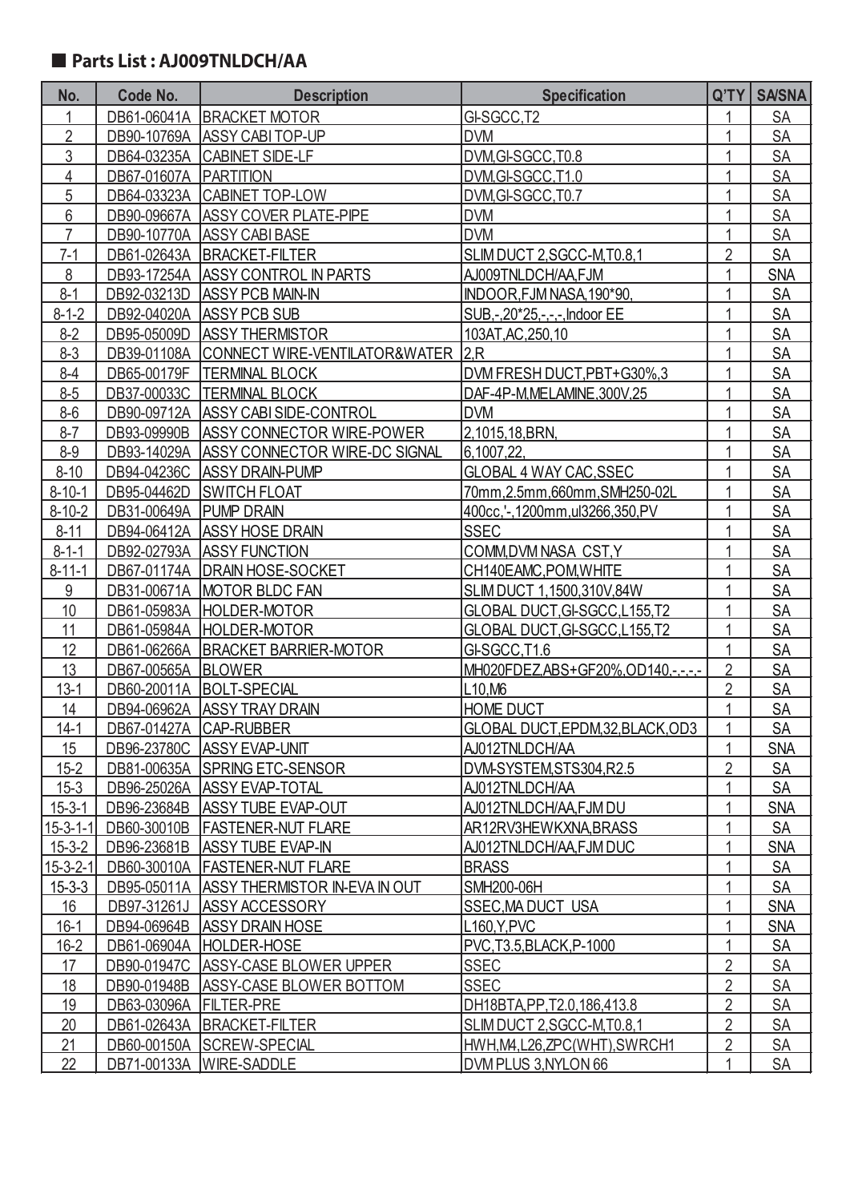## ■ Parts List : AJ009TNLDCH/AA

| No. | Code No. | Description | Specification | Q'TY | SA/SNA |
|---|---|---|---|---|---|
| 1 | DB61-06041A | BRACKET MOTOR | GI-SGCC,T2 | 1 | SA |
| 2 | DB90-10769A | ASSY CABI TOP-UP | DVM | 1 | SA |
| 3 | DB64-03235A | CABINET SIDE-LF | DVM,GI-SGCC,T0.8 | 1 | SA |
| 4 | DB67-01607A | PARTITION | DVM,GI-SGCC,T1.0 | 1 | SA |
| 5 | DB64-03323A | CABINET TOP-LOW | DVM,GI-SGCC,T0.7 | 1 | SA |
| 6 | DB90-09667A | ASSY COVER PLATE-PIPE | DVM | 1 | SA |
| 7 | DB90-10770A | ASSY CABI BASE | DVM | 1 | SA |
| 7-1 | DB61-02643A | BRACKET-FILTER | SLIM DUCT 2,SGCC-M,T0.8,1 | 2 | SA |
| 8 | DB93-17254A | ASSY CONTROL IN PARTS | AJ009TNLDCH/AA,FJM | 1 | SNA |
| 8-1 | DB92-03213D | ASSY PCB MAIN-IN | INDOOR,FJM NASA,190*90, | 1 | SA |
| 8-1-2 | DB92-04020A | ASSY PCB SUB | SUB,-,20*25,-,-,-,Indoor EE | 1 | SA |
| 8-2 | DB95-05009D | ASSY THERMISTOR | 103AT,AC,250,10 | 1 | SA |
| 8-3 | DB39-01108A | CONNECT WIRE-VENTILATOR&WATER | 2,R | 1 | SA |
| 8-4 | DB65-00179F | TERMINAL BLOCK | DVM FRESH DUCT,PBT+G30%,3 | 1 | SA |
| 8-5 | DB37-00033C | TERMINAL BLOCK | DAF-4P-M,MELAMINE,300V,25 | 1 | SA |
| 8-6 | DB90-09712A | ASSY CABI SIDE-CONTROL | DVM | 1 | SA |
| 8-7 | DB93-09990B | ASSY CONNECTOR WIRE-POWER | 2,1015,18,BRN, | 1 | SA |
| 8-9 | DB93-14029A | ASSY CONNECTOR WIRE-DC SIGNAL | 6,1007,22, | 1 | SA |
| 8-10 | DB94-04236C | ASSY DRAIN-PUMP | GLOBAL 4 WAY CAC,SSEC | 1 | SA |
| 8-10-1 | DB95-04462D | SWITCH FLOAT | 70mm,2.5mm,660mm,SMH250-02L | 1 | SA |
| 8-10-2 | DB31-00649A | PUMP DRAIN | 400cc,'-,1200mm,ul3266,350,PV | 1 | SA |
| 8-11 | DB94-06412A | ASSY HOSE DRAIN | SSEC | 1 | SA |
| 8-1-1 | DB92-02793A | ASSY FUNCTION | COMM,DVM NASA CST,Y | 1 | SA |
| 8-11-1 | DB67-01174A | DRAIN HOSE-SOCKET | CH140EAMC,POM,WHITE | 1 | SA |
| 9 | DB31-00671A | MOTOR BLDC FAN | SLIM DUCT 1,1500,310V,84W | 1 | SA |
| 10 | DB61-05983A | HOLDER-MOTOR | GLOBAL DUCT,GI-SGCC,L155,T2 | 1 | SA |
| 11 | DB61-05984A | HOLDER-MOTOR | GLOBAL DUCT,GI-SGCC,L155,T2 | 1 | SA |
| 12 | DB61-06266A | BRACKET BARRIER-MOTOR | GI-SGCC,T1.6 | 1 | SA |
| 13 | DB67-00565A | BLOWER | MH020FDEZ,ABS+GF20%,OD140,-,-,-,- | 2 | SA |
| 13-1 | DB60-20011A | BOLT-SPECIAL | L10,M6 | 2 | SA |
| 14 | DB94-06962A | ASSY TRAY DRAIN | HOME DUCT | 1 | SA |
| 14-1 | DB67-01427A | CAP-RUBBER | GLOBAL DUCT,EPDM,32,BLACK,OD3 | 1 | SA |
| 15 | DB96-23780C | ASSY EVAP-UNIT | AJ012TNLDCH/AA | 1 | SNA |
| 15-2 | DB81-00635A | SPRING ETC-SENSOR | DVM-SYSTEM,STS304,R2.5 | 2 | SA |
| 15-3 | DB96-25026A | ASSY EVAP-TOTAL | AJ012TNLDCH/AA | 1 | SA |
| 15-3-1 | DB96-23684B | ASSY TUBE EVAP-OUT | AJ012TNLDCH/AA,FJM DU | 1 | SNA |
| 15-3-1-1 | DB60-30010B | FASTENER-NUT FLARE | AR12RV3HEWKXNA,BRASS | 1 | SA |
| 15-3-2 | DB96-23681B | ASSY TUBE EVAP-IN | AJ012TNLDCH/AA,FJM DUC | 1 | SNA |
| 15-3-2-1 | DB60-30010A | FASTENER-NUT FLARE | BRASS | 1 | SA |
| 15-3-3 | DB95-05011A | ASSY THERMISTOR IN-EVA IN OUT | SMH200-06H | 1 | SA |
| 16 | DB97-31261J | ASSY ACCESSORY | SSEC,MA DUCT USA | 1 | SNA |
| 16-1 | DB94-06964B | ASSY DRAIN HOSE | L160,Y,PVC | 1 | SNA |
| 16-2 | DB61-06904A | HOLDER-HOSE | PVC,T3.5,BLACK,P-1000 | 1 | SA |
| 17 | DB90-01947C | ASSY-CASE BLOWER UPPER | SSEC | 2 | SA |
| 18 | DB90-01948B | ASSY-CASE BLOWER BOTTOM | SSEC | 2 | SA |
| 19 | DB63-03096A | FILTER-PRE | DH18BTA,PP,T2.0,186,413.8 | 2 | SA |
| 20 | DB61-02643A | BRACKET-FILTER | SLIM DUCT 2,SGCC-M,T0.8,1 | 2 | SA |
| 21 | DB60-00150A | SCREW-SPECIAL | HWH,M4,L26,ZPC(WHT),SWRCH1 | 2 | SA |
| 22 | DB71-00133A | WIRE-SADDLE | DVM PLUS 3,NYLON 66 | 1 | SA |